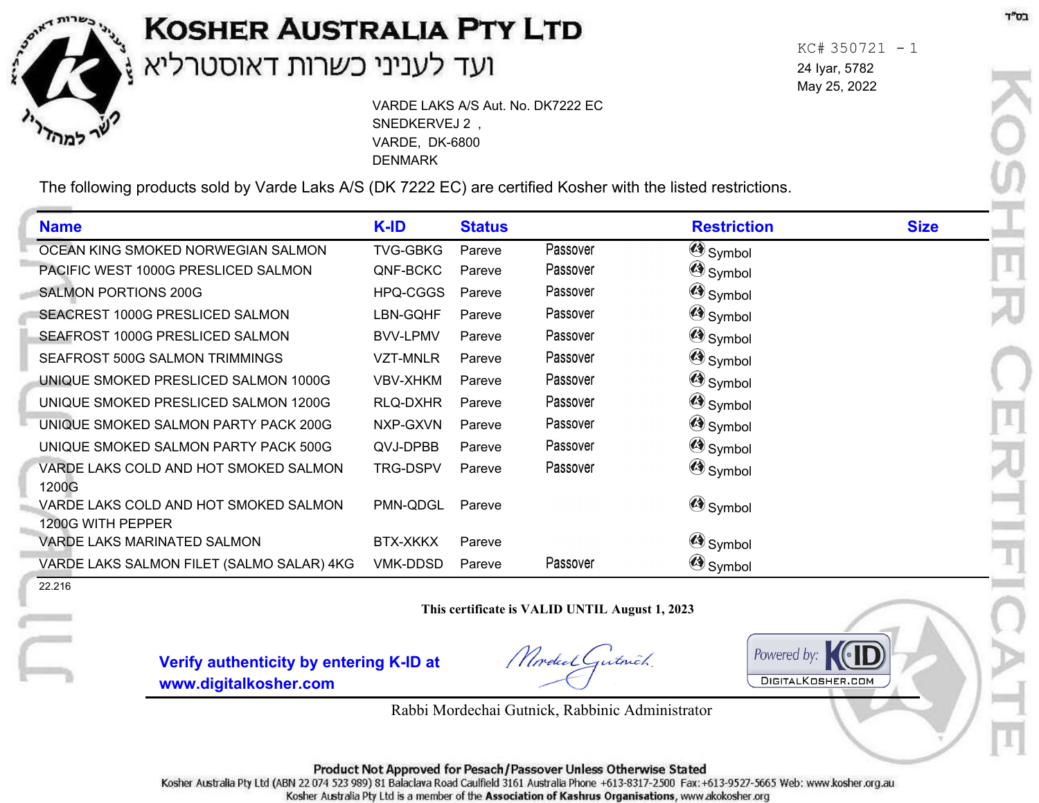בס"ד

# KOSHER AUSTRALIA PTY LTD
## ועד לעניני כשרות דאוסטרליא

KC# 350721 - 1
24 Iyar, 5782
May 25, 2022

VARDE LAKS A/S Aut. No. DK7222 EC
SNEDKERVEJ 2 ,
VARDE, DK-6800
DENMARK

The following products sold by Varde Laks A/S (DK 7222 EC) are certified Kosher with the listed restrictions.

| Name | K-ID | Status | | Restriction | Size |
|---|---|---|---|---|---|
| OCEAN KING SMOKED NORWEGIAN SALMON | TVG-GBKG | Pareve | Passover | Symbol | |
| PACIFIC WEST 1000G PRESLICED SALMON | QNF-BCKC | Pareve | Passover | Symbol | |
| SALMON PORTIONS 200G | HPQ-CGGS | Pareve | Passover | Symbol | |
| SEACREST 1000G PRESLICED SALMON | LBN-GQHF | Pareve | Passover | Symbol | |
| SEAFROST 1000G PRESLICED SALMON | BVV-LPMV | Pareve | Passover | Symbol | |
| SEAFROST 500G SALMON TRIMMINGS | VZT-MNLR | Pareve | Passover | Symbol | |
| UNIQUE SMOKED PRESLICED SALMON 1000G | VBV-XHKM | Pareve | Passover | Symbol | |
| UNIQUE SMOKED PRESLICED SALMON 1200G | RLQ-DXHR | Pareve | Passover | Symbol | |
| UNIQUE SMOKED SALMON PARTY PACK 200G | NXP-GXVN | Pareve | Passover | Symbol | |
| UNIQUE SMOKED SALMON PARTY PACK 500G | QVJ-DPBB | Pareve | Passover | Symbol | |
| VARDE LAKS COLD AND HOT SMOKED SALMON 1200G | TRG-DSPV | Pareve | Passover | Symbol | |
| VARDE LAKS COLD AND HOT SMOKED SALMON 1200G WITH PEPPER | PMN-QDGL | Pareve | | Symbol | |
| VARDE LAKS MARINATED SALMON | BTX-XKKX | Pareve | | Symbol | |
| VARDE LAKS SALMON FILET (SALMO SALAR) 4KG | VMK-DDSD | Pareve | Passover | Symbol | |

22.216

**This certificate is VALID UNTIL August 1, 2023**

**Verify authenticity by entering K-ID at www.digitalkosher.com**

Powered by: KID DIGITALKOSHER.COM

Rabbi Mordechai Gutnick, Rabbinic Administrator

**Product Not Approved for Pesach/Passover Unless Otherwise Stated**

Kosher Australia Pty Ltd (ABN 22 074 523 989) 81 Balaclava Road Caulfield 3161 Australia Phone +613-8317-2500 Fax:+613-9527-5665 Web: www.kosher.org.au
Kosher Australia Pty Ltd is a member of the **Association of Kashrus Organisations**, www.akokosher.org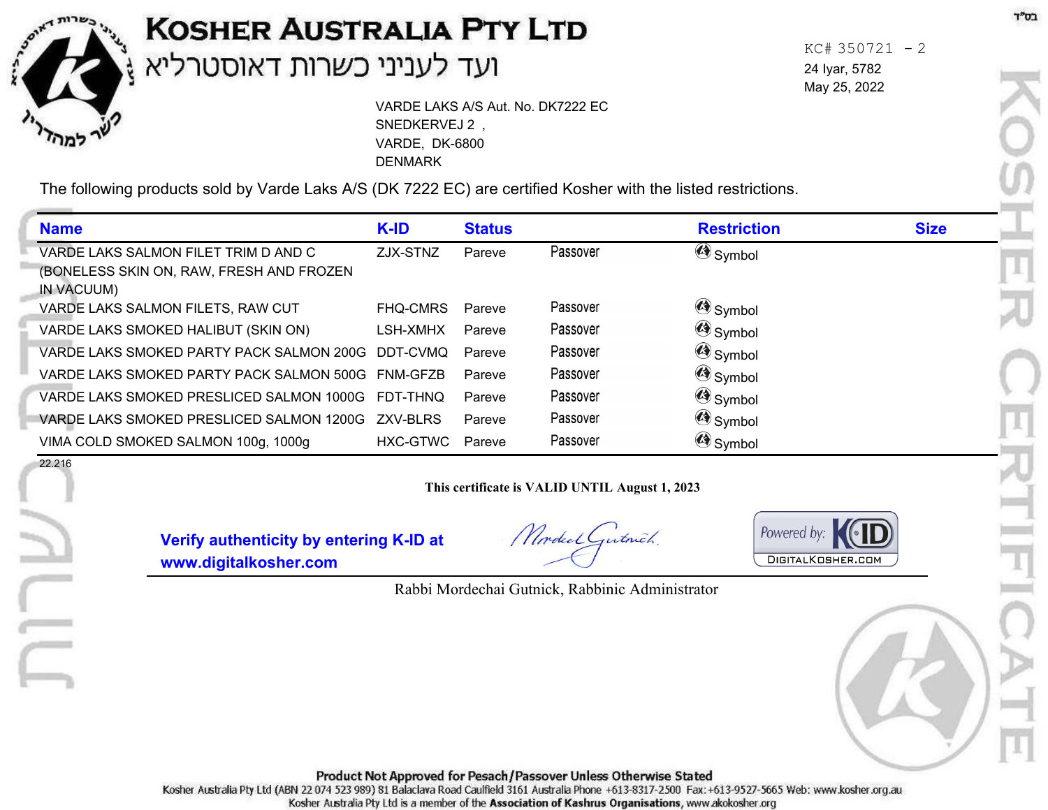# KOSHER AUSTRALIA PTY LTD

ועד לעניני כשרות דאוסטרליא

KC# 350721 - 2
24 Iyar, 5782
May 25, 2022

VARDE LAKS A/S Aut. No. DK7222 EC
SNEDKERVEJ 2 ,
VARDE, DK-6800
DENMARK

The following products sold by Varde Laks A/S (DK 7222 EC) are certified Kosher with the listed restrictions.

| Name | K-ID | Status | | Restriction | Size |
|---|---|---|---|---|---|
| VARDE LAKS SALMON FILET TRIM D AND C (BONELESS SKIN ON, RAW, FRESH AND FROZEN IN VACUUM) | ZJX-STNZ | Pareve | Passover | Symbol | |
| VARDE LAKS SALMON FILETS, RAW CUT | FHQ-CMRS | Pareve | Passover | Symbol | |
| VARDE LAKS SMOKED HALIBUT (SKIN ON) | LSH-XMHX | Pareve | Passover | Symbol | |
| VARDE LAKS SMOKED PARTY PACK SALMON 200G | DDT-CVMQ | Pareve | Passover | Symbol | |
| VARDE LAKS SMOKED PARTY PACK SALMON 500G | FNM-GFZB | Pareve | Passover | Symbol | |
| VARDE LAKS SMOKED PRESLICED SALMON 1000G | FDT-THNQ | Pareve | Passover | Symbol | |
| VARDE LAKS SMOKED PRESLICED SALMON 1200G | ZXV-BLRS | Pareve | Passover | Symbol | |
| VIMA COLD SMOKED SALMON 100g, 1000g | HXC-GTWC | Pareve | Passover | Symbol | |

22.216

**This certificate is VALID UNTIL August 1, 2023**

**Verify authenticity by entering K-ID at www.digitalkosher.com**

Rabbi Mordechai Gutnick, Rabbinic Administrator

Powered by: K-ID DIGITALKOSHER.COM

**Product Not Approved for Pesach/Passover Unless Otherwise Stated**

Kosher Australia Pty Ltd (ABN 22 074 523 989) 81 Balaclava Road Caulfield 3161 Australia Phone +613-8317-2500 Fax: +613-9527-5665 Web: www.kosher.org.au
Kosher Australia Pty Ltd is a member of the **Association of Kashrus Organisations**, www.akokosher.org